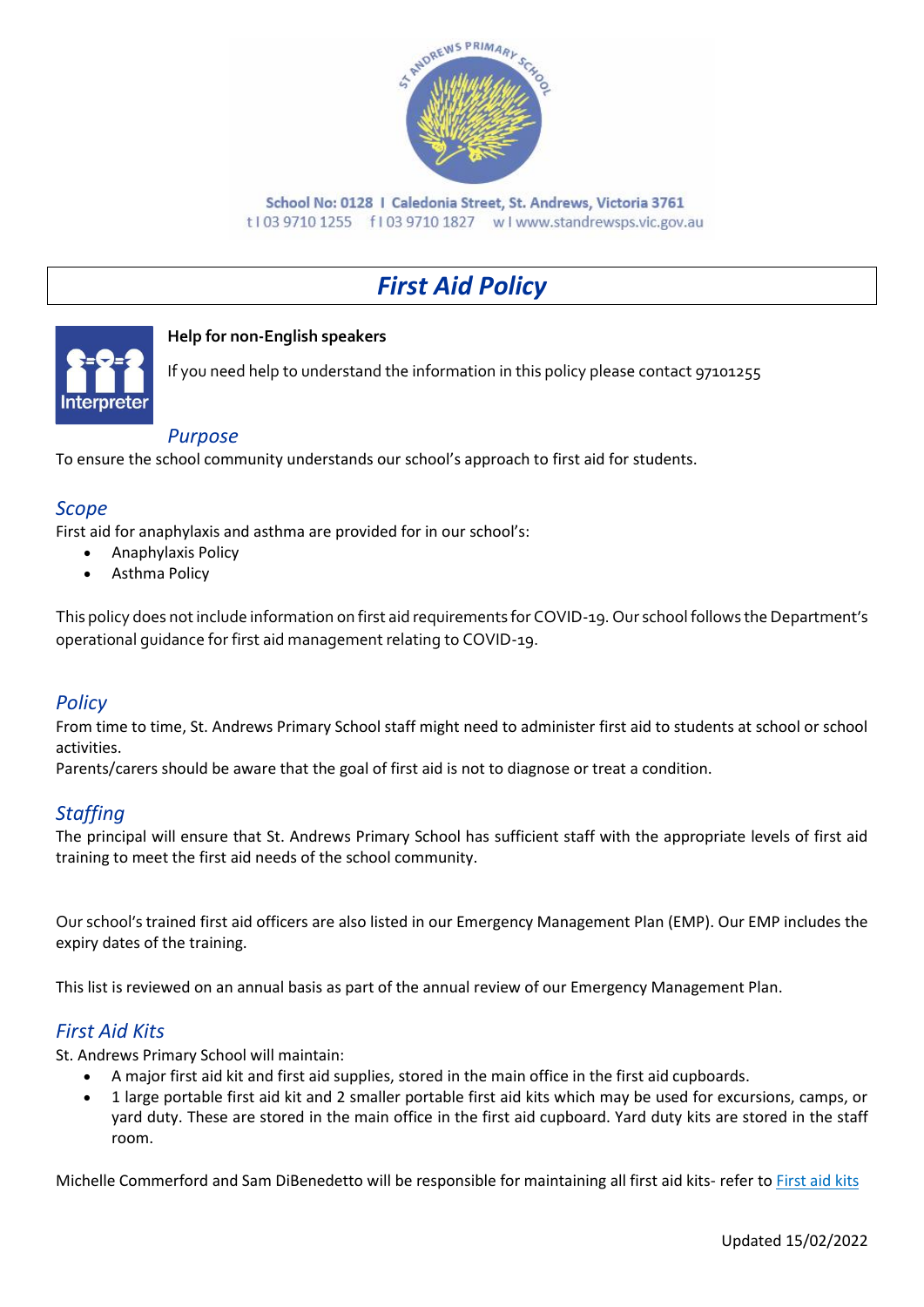School No: 0128 I Caledonia Street, St. Andrews, Victoria 3761
t I 03 9710 1255 f I 03 9710 1827 w I www.standrewsps.vic.gov.au

# *First Aid Policy*

**Help for non-English speakers**

If you need help to understand the information in this policy please contact 97101255

## *Purpose*

To ensure the school community understands our school's approach to first aid for students.

## *Scope*

First aid for anaphylaxis and asthma are provided for in our school's:

- Anaphylaxis Policy
- Asthma Policy

This policy does not include information on first aid requirements for COVID-19. Our school follows the Department's operational guidance for first aid management relating to COVID-19.

## *Policy*

From time to time, St. Andrews Primary School staff might need to administer first aid to students at school or school activities.
Parents/carers should be aware that the goal of first aid is not to diagnose or treat a condition.

## *Staffing*

The principal will ensure that St. Andrews Primary School has sufficient staff with the appropriate levels of first aid training to meet the first aid needs of the school community.

Our school's trained first aid officers are also listed in our Emergency Management Plan (EMP). Our EMP includes the expiry dates of the training.

This list is reviewed on an annual basis as part of the annual review of our Emergency Management Plan.

## *First Aid Kits*

St. Andrews Primary School will maintain:

- A major first aid kit and first aid supplies, stored in the main office in the first aid cupboards.
- 1 large portable first aid kit and 2 smaller portable first aid kits which may be used for excursions, camps, or yard duty. These are stored in the main office in the first aid cupboard. Yard duty kits are stored in the staff room.

Michelle Commerford and Sam DiBenedetto will be responsible for maintaining all first aid kits- refer to First aid kits

Updated 15/02/2022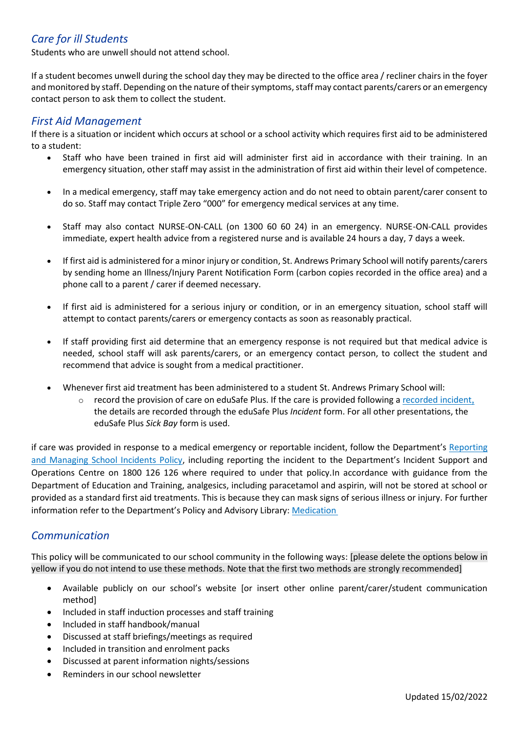## *Care for ill Students*

Students who are unwell should not attend school.

If a student becomes unwell during the school day they may be directed to the office area / recliner chairs in the foyer and monitored by staff. Depending on the nature of their symptoms, staff may contact parents/carers or an emergency contact person to ask them to collect the student.

## *First Aid Management*

If there is a situation or incident which occurs at school or a school activity which requires first aid to be administered to a student:

- Staff who have been trained in first aid will administer first aid in accordance with their training. In an emergency situation, other staff may assist in the administration of first aid within their level of competence.
- In a medical emergency, staff may take emergency action and do not need to obtain parent/carer consent to do so. Staff may contact Triple Zero "000" for emergency medical services at any time.
- Staff may also contact NURSE-ON-CALL (on 1300 60 60 24) in an emergency. NURSE-ON-CALL provides immediate, expert health advice from a registered nurse and is available 24 hours a day, 7 days a week.
- If first aid is administered for a minor injury or condition, St. Andrews Primary School will notify parents/carers by sending home an Illness/Injury Parent Notification Form (carbon copies recorded in the office area) and a phone call to a parent / carer if deemed necessary.
- If first aid is administered for a serious injury or condition, or in an emergency situation, school staff will attempt to contact parents/carers or emergency contacts as soon as reasonably practical.
- If staff providing first aid determine that an emergency response is not required but that medical advice is needed, school staff will ask parents/carers, or an emergency contact person, to collect the student and recommend that advice is sought from a medical practitioner.
- Whenever first aid treatment has been administered to a student St. Andrews Primary School will:
  - record the provision of care on eduSafe Plus. If the care is provided following a recorded incident, the details are recorded through the eduSafe Plus *Incident* form. For all other presentations, the eduSafe Plus *Sick Bay* form is used.

if care was provided in response to a medical emergency or reportable incident, follow the Department's Reporting and Managing School Incidents Policy, including reporting the incident to the Department's Incident Support and Operations Centre on 1800 126 126 where required to under that policy.In accordance with guidance from the Department of Education and Training, analgesics, including paracetamol and aspirin, will not be stored at school or provided as a standard first aid treatments. This is because they can mask signs of serious illness or injury. For further information refer to the Department's Policy and Advisory Library: Medication

## *Communication*

This policy will be communicated to our school community in the following ways: [please delete the options below in yellow if you do not intend to use these methods. Note that the first two methods are strongly recommended]

- Available publicly on our school's website [or insert other online parent/carer/student communication method]
- Included in staff induction processes and staff training
- Included in staff handbook/manual
- Discussed at staff briefings/meetings as required
- Included in transition and enrolment packs
- Discussed at parent information nights/sessions
- Reminders in our school newsletter

Updated 15/02/2022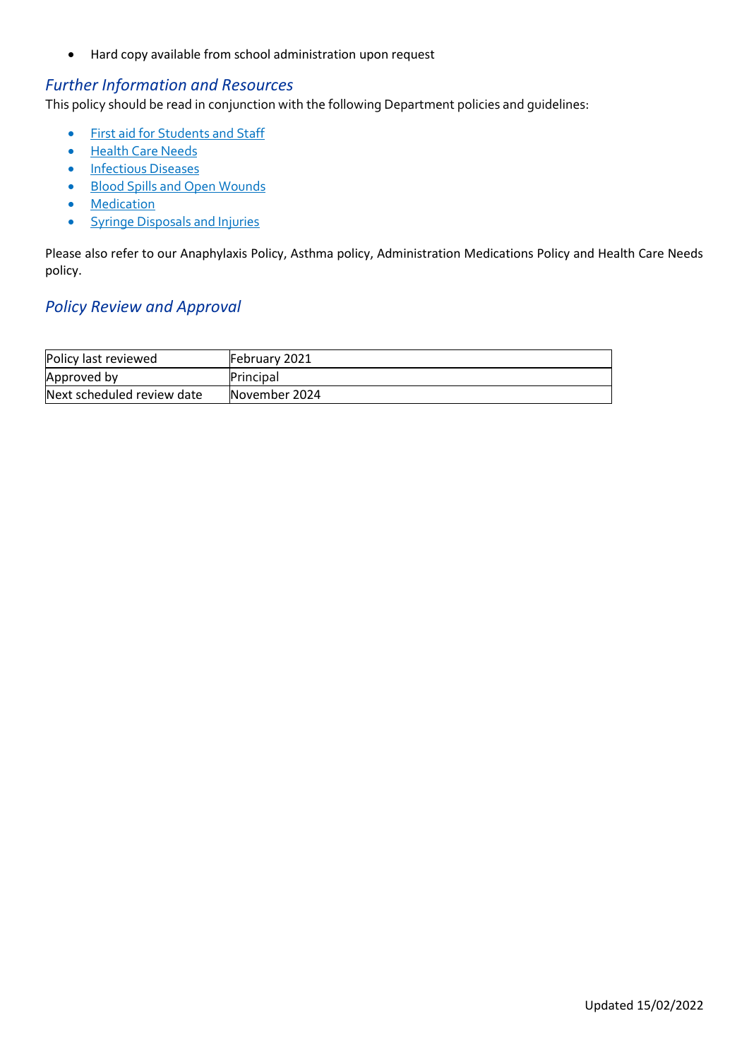- Hard copy available from school administration upon request

## *Further Information and Resources*

This policy should be read in conjunction with the following Department policies and guidelines:

- First aid for Students and Staff
- Health Care Needs
- Infectious Diseases
- Blood Spills and Open Wounds
- Medication
- Syringe Disposals and Injuries

Please also refer to our Anaphylaxis Policy, Asthma policy, Administration Medications Policy and Health Care Needs policy.

## *Policy Review and Approval*

| | |
|---|---|
| Policy last reviewed | February 2021 |
| Approved by | Principal |
| Next scheduled review date | November 2024 |

Updated 15/02/2022